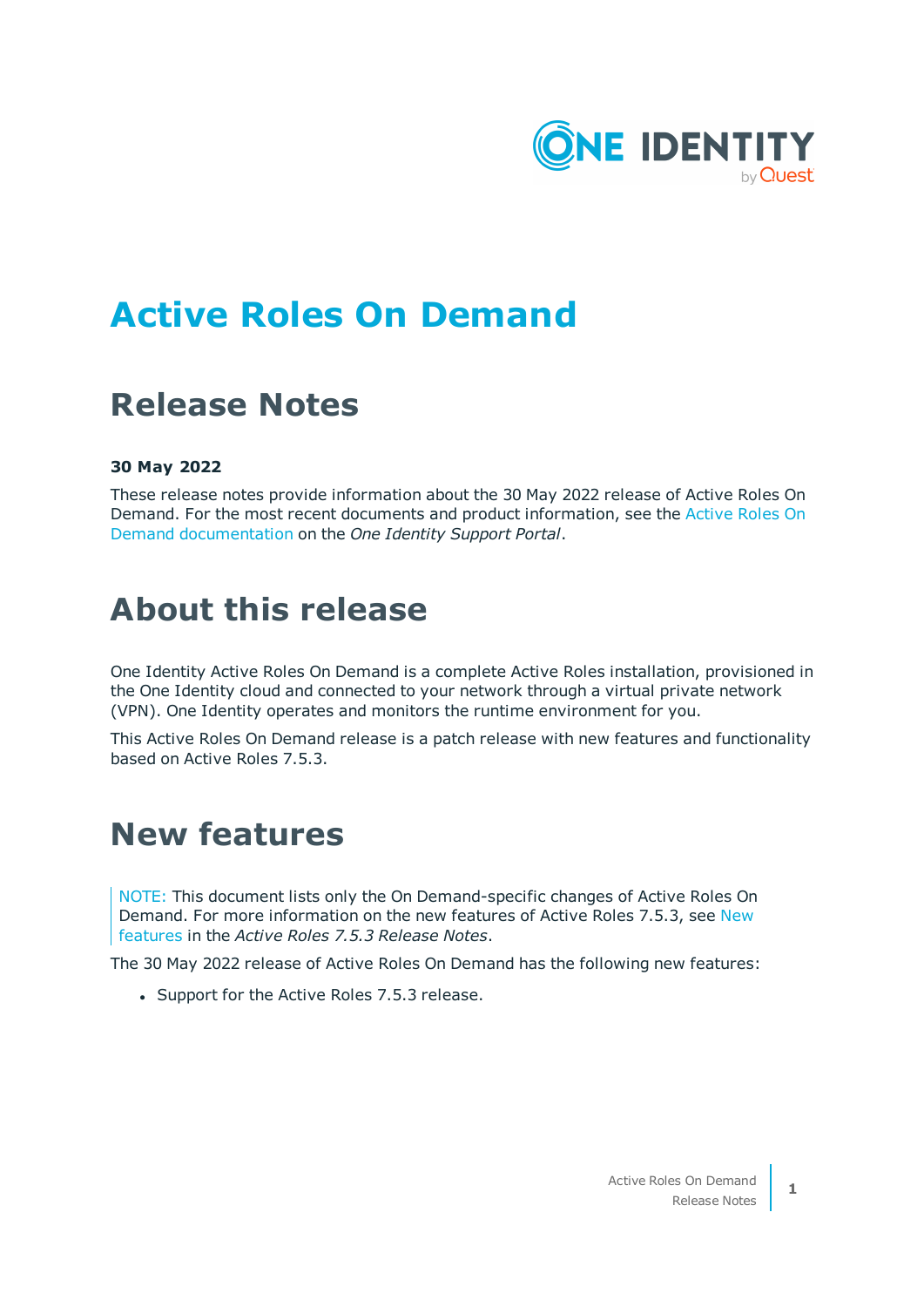# Active Roles On Demand

## Release Notes

**30 May 2022**

These release notes provide information about the 30 May 2022 release of Active Roles On Demand. For the most recent documents and product information, see the Active Roles On Demand documentation on the *One Identity Support Portal*.

## About this release

One Identity Active Roles On Demand is a complete Active Roles installation, provisioned in the One Identity cloud and connected to your network through a virtual private network (VPN). One Identity operates and monitors the runtime environment for you.

This Active Roles On Demand release is a patch release with new features and functionality based on Active Roles 7.5.3.

## New features

NOTE: This document lists only the On Demand-specific changes of Active Roles On Demand. For more information on the new features of Active Roles 7.5.3, see New features in the *Active Roles 7.5.3 Release Notes*.

The 30 May 2022 release of Active Roles On Demand has the following new features:

- Support for the Active Roles 7.5.3 release.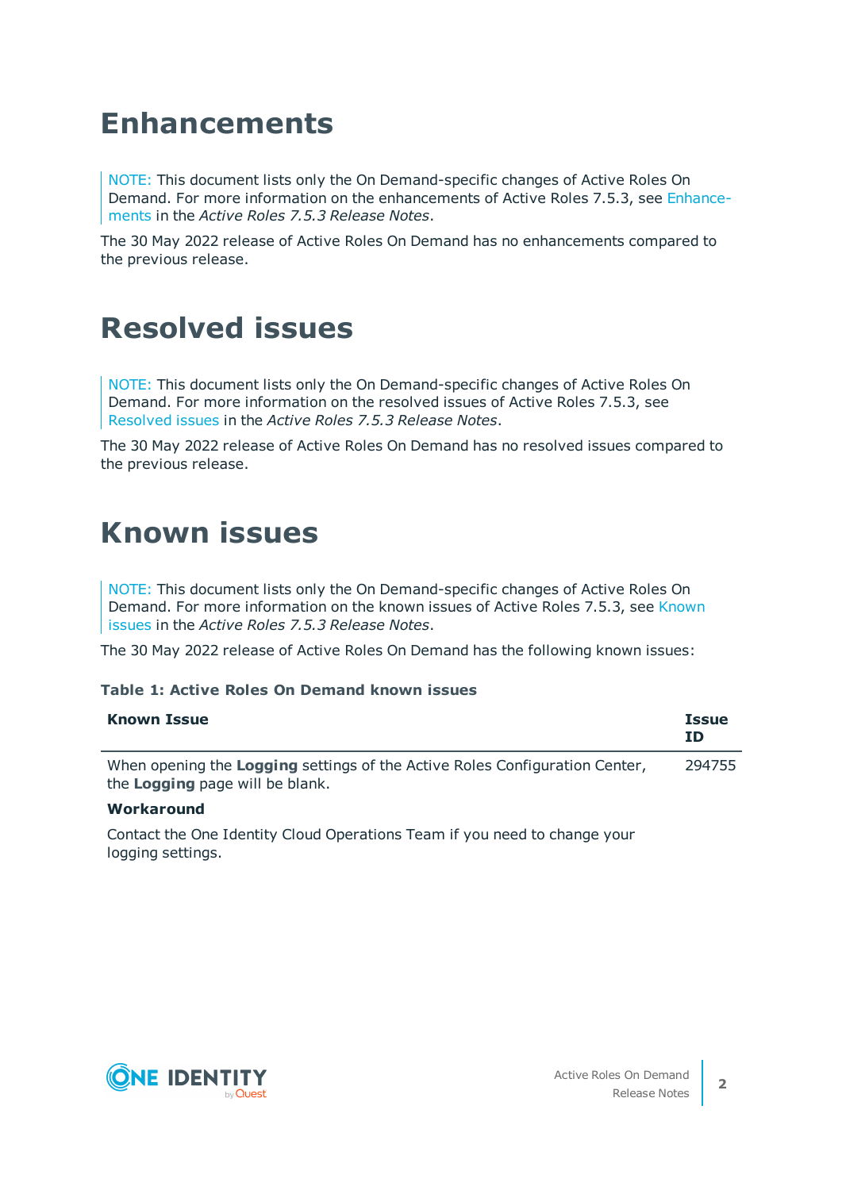# Enhancements

> NOTE: This document lists only the On Demand-specific changes of Active Roles On Demand. For more information on the enhancements of Active Roles 7.5.3, see Enhancements in the *Active Roles 7.5.3 Release Notes*.

The 30 May 2022 release of Active Roles On Demand has no enhancements compared to the previous release.

# Resolved issues

> NOTE: This document lists only the On Demand-specific changes of Active Roles On Demand. For more information on the resolved issues of Active Roles 7.5.3, see Resolved issues in the *Active Roles 7.5.3 Release Notes*.

The 30 May 2022 release of Active Roles On Demand has no resolved issues compared to the previous release.

# Known issues

> NOTE: This document lists only the On Demand-specific changes of Active Roles On Demand. For more information on the known issues of Active Roles 7.5.3, see Known issues in the *Active Roles 7.5.3 Release Notes*.

The 30 May 2022 release of Active Roles On Demand has the following known issues:

**Table 1: Active Roles On Demand known issues**

| Known Issue | Issue ID |
| --- | --- |
| When opening the **Logging** settings of the Active Roles Configuration Center, the **Logging** page will be blank.<br><br>**Workaround**<br><br>Contact the One Identity Cloud Operations Team if you need to change your logging settings. | 294755 |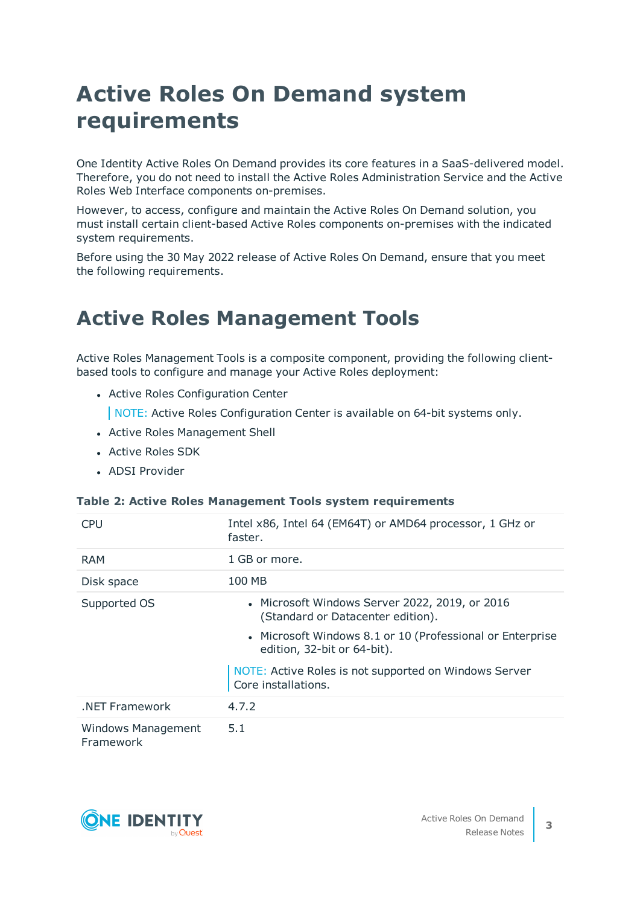# Active Roles On Demand system requirements

One Identity Active Roles On Demand provides its core features in a SaaS-delivered model. Therefore, you do not need to install the Active Roles Administration Service and the Active Roles Web Interface components on-premises.

However, to access, configure and maintain the Active Roles On Demand solution, you must install certain client-based Active Roles components on-premises with the indicated system requirements.

Before using the 30 May 2022 release of Active Roles On Demand, ensure that you meet the following requirements.

## Active Roles Management Tools

Active Roles Management Tools is a composite component, providing the following client-based tools to configure and manage your Active Roles deployment:

- Active Roles Configuration Center

  NOTE: Active Roles Configuration Center is available on 64-bit systems only.

- Active Roles Management Shell
- Active Roles SDK
- ADSI Provider

**Table 2: Active Roles Management Tools system requirements**

| | |
|---|---|
| CPU | Intel x86, Intel 64 (EM64T) or AMD64 processor, 1 GHz or faster. |
| RAM | 1 GB or more. |
| Disk space | 100 MB |
| Supported OS | • Microsoft Windows Server 2022, 2019, or 2016 (Standard or Datacenter edition).<br>• Microsoft Windows 8.1 or 10 (Professional or Enterprise edition, 32-bit or 64-bit).<br><br>NOTE: Active Roles is not supported on Windows Server Core installations. |
| .NET Framework | 4.7.2 |
| Windows Management Framework | 5.1 |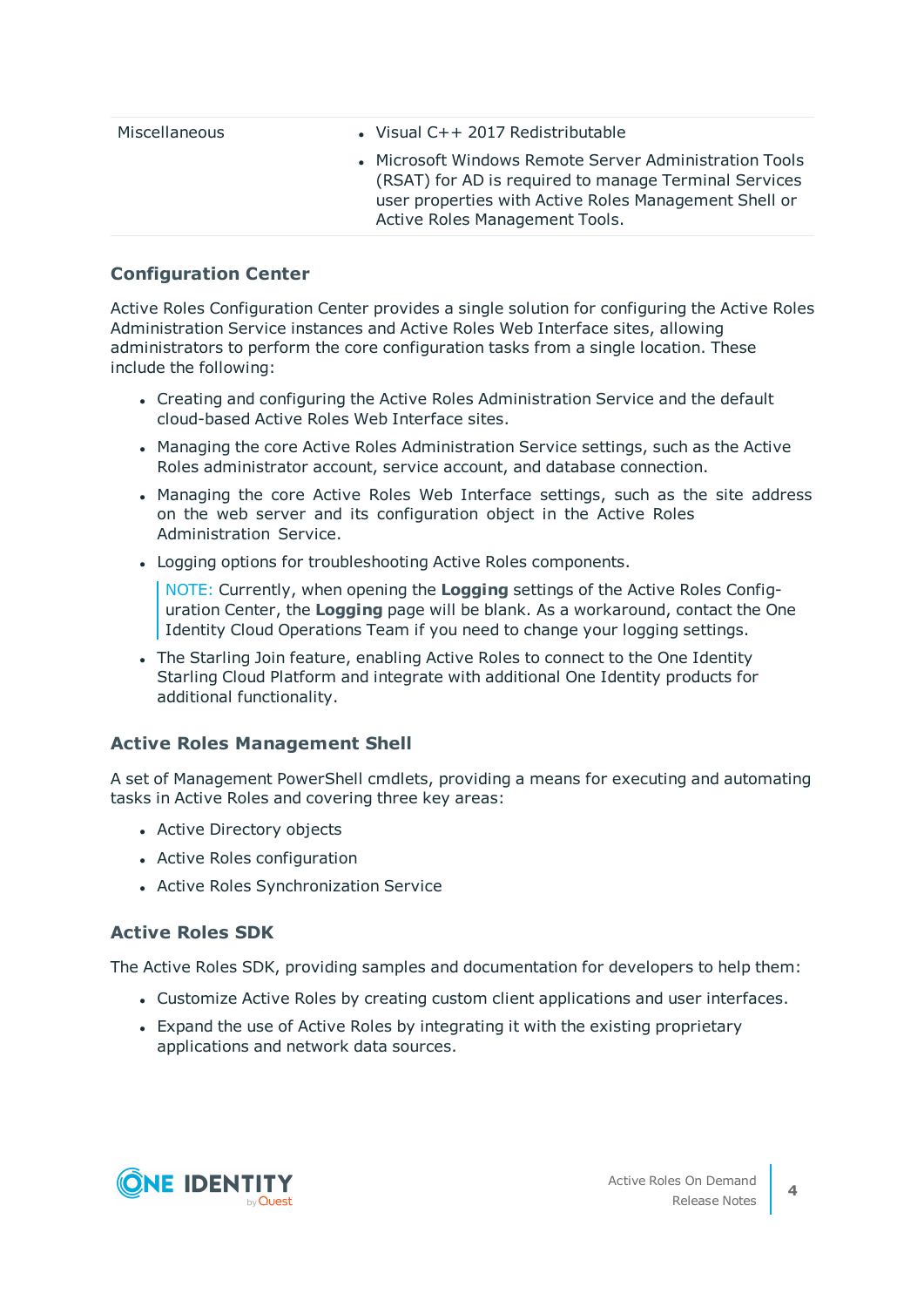| | |
|---|---|
| Miscellaneous | • Visual C++ 2017 Redistributable<br>• Microsoft Windows Remote Server Administration Tools (RSAT) for AD is required to manage Terminal Services user properties with Active Roles Management Shell or Active Roles Management Tools. |

### Configuration Center

Active Roles Configuration Center provides a single solution for configuring the Active Roles Administration Service instances and Active Roles Web Interface sites, allowing administrators to perform the core configuration tasks from a single location. These include the following:

- Creating and configuring the Active Roles Administration Service and the default cloud-based Active Roles Web Interface sites.
- Managing the core Active Roles Administration Service settings, such as the Active Roles administrator account, service account, and database connection.
- Managing the core Active Roles Web Interface settings, such as the site address on the web server and its configuration object in the Active Roles Administration Service.
- Logging options for troubleshooting Active Roles components.

  > NOTE: Currently, when opening the **Logging** settings of the Active Roles Configuration Center, the **Logging** page will be blank. As a workaround, contact the One Identity Cloud Operations Team if you need to change your logging settings.

- The Starling Join feature, enabling Active Roles to connect to the One Identity Starling Cloud Platform and integrate with additional One Identity products for additional functionality.

### Active Roles Management Shell

A set of Management PowerShell cmdlets, providing a means for executing and automating tasks in Active Roles and covering three key areas:

- Active Directory objects
- Active Roles configuration
- Active Roles Synchronization Service

### Active Roles SDK

The Active Roles SDK, providing samples and documentation for developers to help them:

- Customize Active Roles by creating custom client applications and user interfaces.
- Expand the use of Active Roles by integrating it with the existing proprietary applications and network data sources.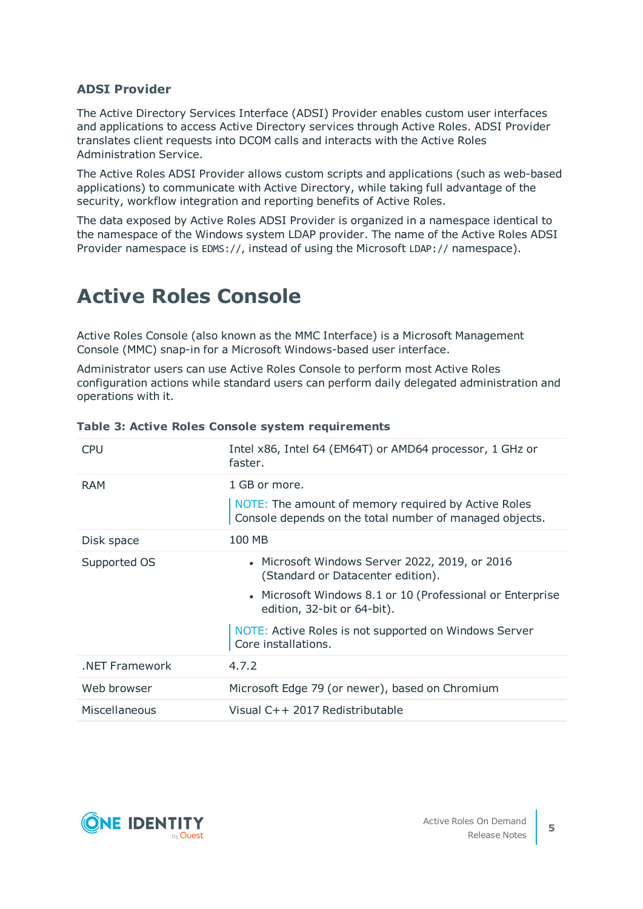### ADSI Provider

The Active Directory Services Interface (ADSI) Provider enables custom user interfaces and applications to access Active Directory services through Active Roles. ADSI Provider translates client requests into DCOM calls and interacts with the Active Roles Administration Service.

The Active Roles ADSI Provider allows custom scripts and applications (such as web-based applications) to communicate with Active Directory, while taking full advantage of the security, workflow integration and reporting benefits of Active Roles.

The data exposed by Active Roles ADSI Provider is organized in a namespace identical to the namespace of the Windows system LDAP provider. The name of the Active Roles ADSI Provider namespace is `EDMS://`, instead of using the Microsoft `LDAP://` namespace).

## Active Roles Console

Active Roles Console (also known as the MMC Interface) is a Microsoft Management Console (MMC) snap-in for a Microsoft Windows-based user interface.

Administrator users can use Active Roles Console to perform most Active Roles configuration actions while standard users can perform daily delegated administration and operations with it.

**Table 3: Active Roles Console system requirements**

| | |
|---|---|
| CPU | Intel x86, Intel 64 (EM64T) or AMD64 processor, 1 GHz or faster. |
| RAM | 1 GB or more.<br><br>NOTE: The amount of memory required by Active Roles Console depends on the total number of managed objects. |
| Disk space | 100 MB |
| Supported OS | • Microsoft Windows Server 2022, 2019, or 2016 (Standard or Datacenter edition).<br>• Microsoft Windows 8.1 or 10 (Professional or Enterprise edition, 32-bit or 64-bit).<br><br>NOTE: Active Roles is not supported on Windows Server Core installations. |
| .NET Framework | 4.7.2 |
| Web browser | Microsoft Edge 79 (or newer), based on Chromium |
| Miscellaneous | Visual C++ 2017 Redistributable |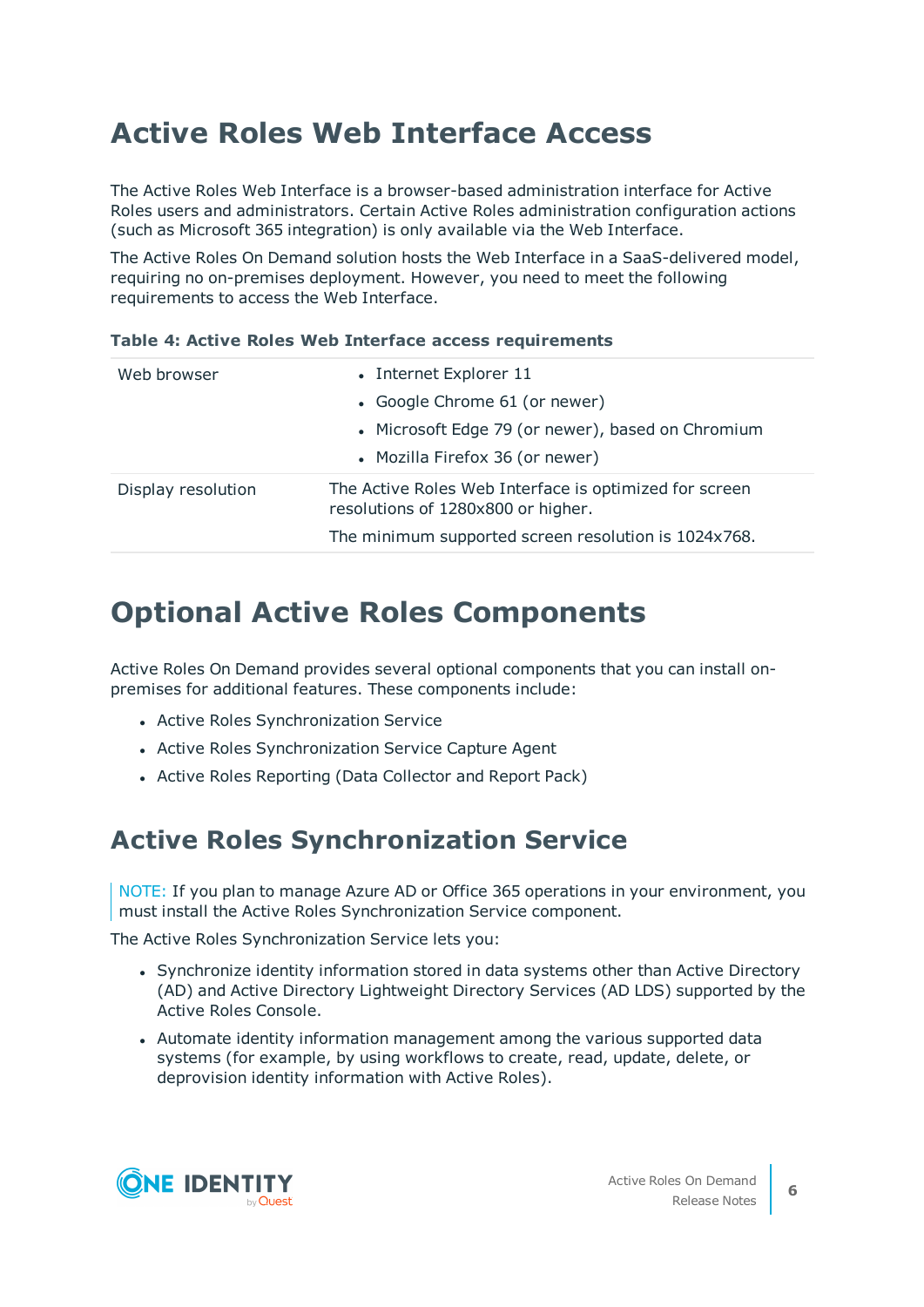# Active Roles Web Interface Access

The Active Roles Web Interface is a browser-based administration interface for Active Roles users and administrators. Certain Active Roles administration configuration actions (such as Microsoft 365 integration) is only available via the Web Interface.

The Active Roles On Demand solution hosts the Web Interface in a SaaS-delivered model, requiring no on-premises deployment. However, you need to meet the following requirements to access the Web Interface.

**Table 4: Active Roles Web Interface access requirements**

| | |
|---|---|
| Web browser | • Internet Explorer 11<br>• Google Chrome 61 (or newer)<br>• Microsoft Edge 79 (or newer), based on Chromium<br>• Mozilla Firefox 36 (or newer) |
| Display resolution | The Active Roles Web Interface is optimized for screen resolutions of 1280x800 or higher.<br>The minimum supported screen resolution is 1024x768. |

# Optional Active Roles Components

Active Roles On Demand provides several optional components that you can install on-premises for additional features. These components include:

- Active Roles Synchronization Service
- Active Roles Synchronization Service Capture Agent
- Active Roles Reporting (Data Collector and Report Pack)

## Active Roles Synchronization Service

> NOTE: If you plan to manage Azure AD or Office 365 operations in your environment, you must install the Active Roles Synchronization Service component.

The Active Roles Synchronization Service lets you:

- Synchronize identity information stored in data systems other than Active Directory (AD) and Active Directory Lightweight Directory Services (AD LDS) supported by the Active Roles Console.
- Automate identity information management among the various supported data systems (for example, by using workflows to create, read, update, delete, or deprovision identity information with Active Roles).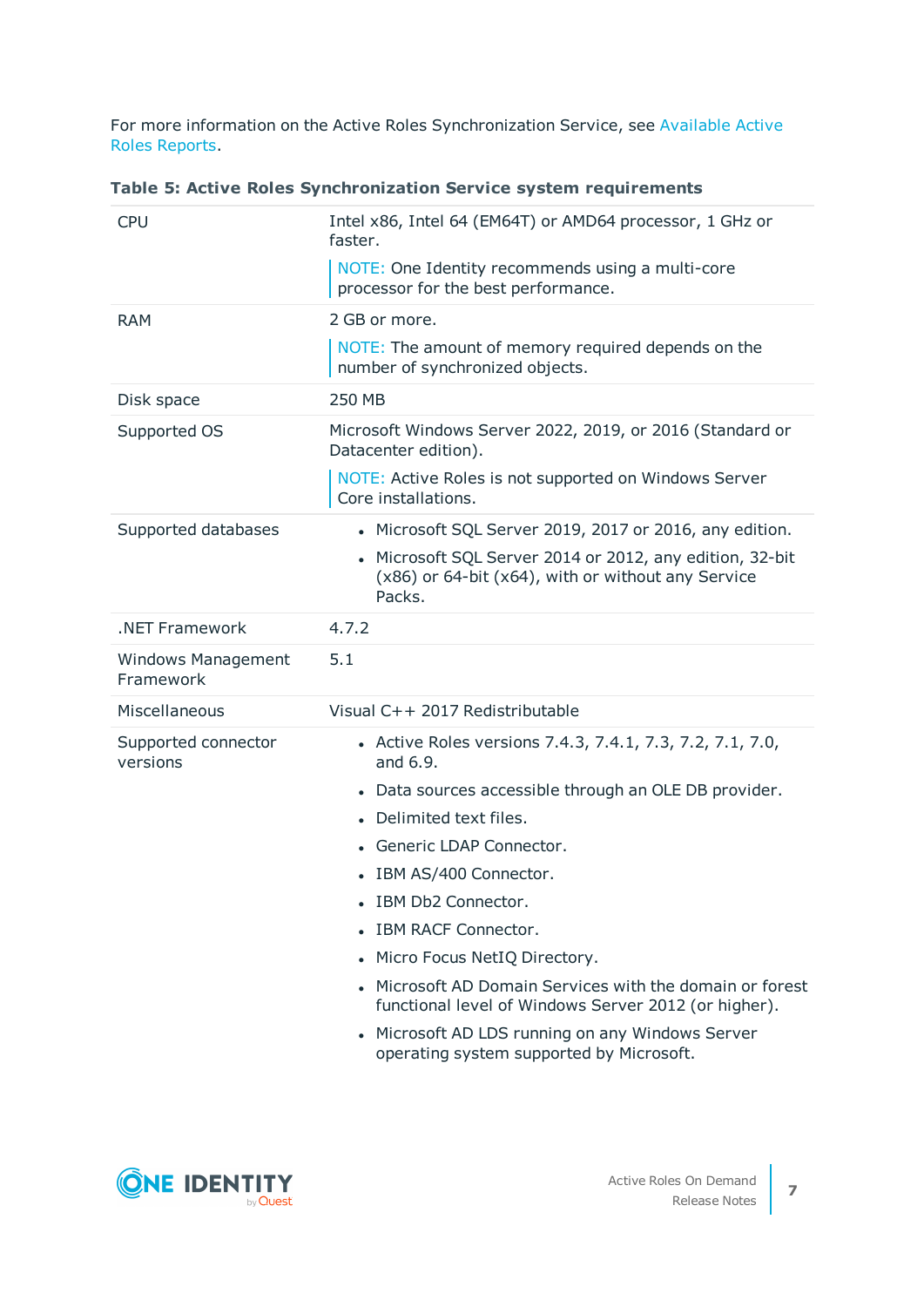For more information on the Active Roles Synchronization Service, see Available Active Roles Reports.

**Table 5: Active Roles Synchronization Service system requirements**

| | |
|---|---|
| CPU | Intel x86, Intel 64 (EM64T) or AMD64 processor, 1 GHz or faster.<br><br>NOTE: One Identity recommends using a multi-core processor for the best performance. |
| RAM | 2 GB or more.<br><br>NOTE: The amount of memory required depends on the number of synchronized objects. |
| Disk space | 250 MB |
| Supported OS | Microsoft Windows Server 2022, 2019, or 2016 (Standard or Datacenter edition).<br><br>NOTE: Active Roles is not supported on Windows Server Core installations. |
| Supported databases | • Microsoft SQL Server 2019, 2017 or 2016, any edition.<br>• Microsoft SQL Server 2014 or 2012, any edition, 32-bit (x86) or 64-bit (x64), with or without any Service Packs. |
| .NET Framework | 4.7.2 |
| Windows Management Framework | 5.1 |
| Miscellaneous | Visual C++ 2017 Redistributable |
| Supported connector versions | • Active Roles versions 7.4.3, 7.4.1, 7.3, 7.2, 7.1, 7.0, and 6.9.<br>• Data sources accessible through an OLE DB provider.<br>• Delimited text files.<br>• Generic LDAP Connector.<br>• IBM AS/400 Connector.<br>• IBM Db2 Connector.<br>• IBM RACF Connector.<br>• Micro Focus NetIQ Directory.<br>• Microsoft AD Domain Services with the domain or forest functional level of Windows Server 2012 (or higher).<br>• Microsoft AD LDS running on any Windows Server operating system supported by Microsoft. |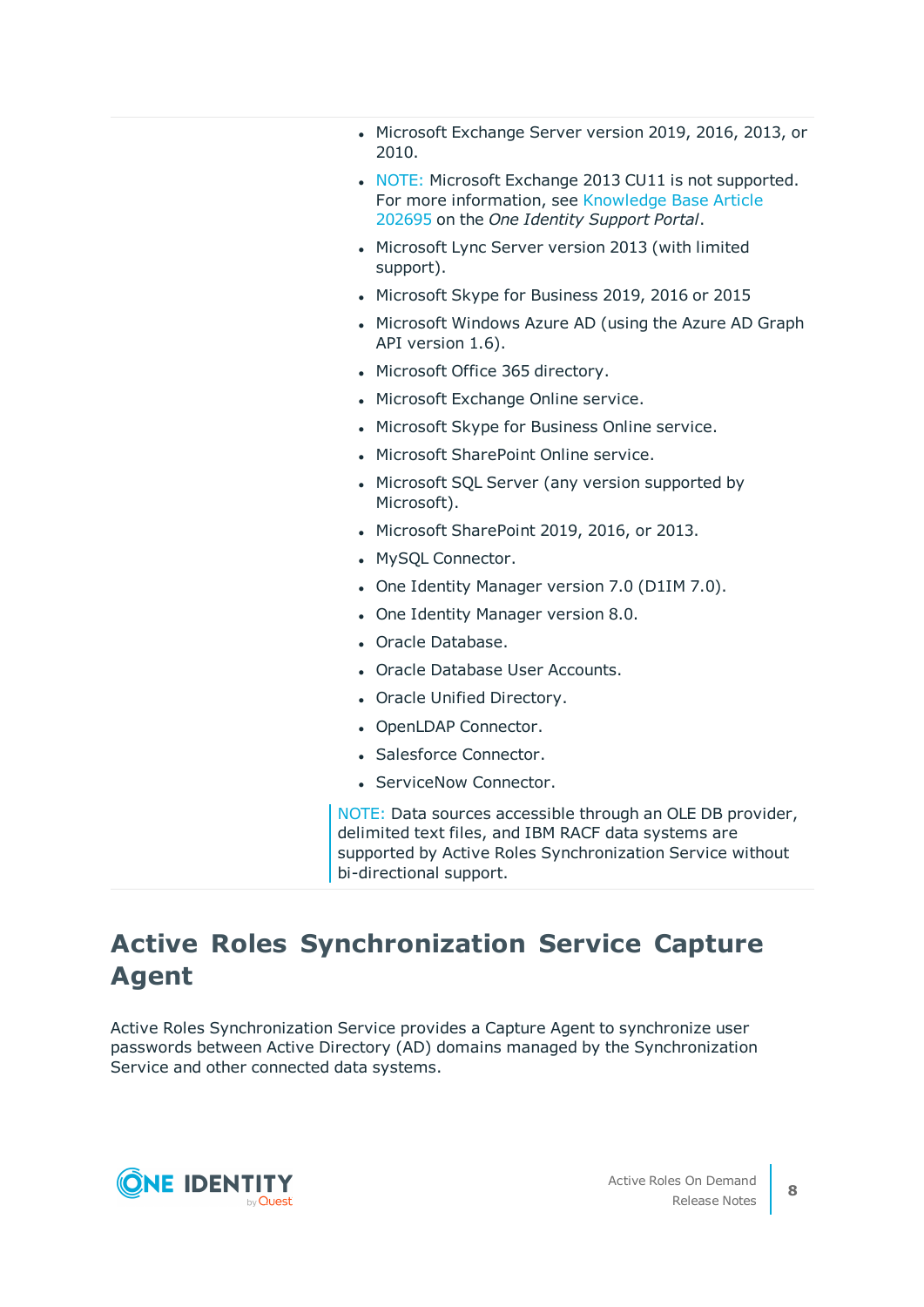- Microsoft Exchange Server version 2019, 2016, 2013, or 2010.
- NOTE: Microsoft Exchange 2013 CU11 is not supported. For more information, see Knowledge Base Article 202695 on the *One Identity Support Portal*.
- Microsoft Lync Server version 2013 (with limited support).
- Microsoft Skype for Business 2019, 2016 or 2015
- Microsoft Windows Azure AD (using the Azure AD Graph API version 1.6).
- Microsoft Office 365 directory.
- Microsoft Exchange Online service.
- Microsoft Skype for Business Online service.
- Microsoft SharePoint Online service.
- Microsoft SQL Server (any version supported by Microsoft).
- Microsoft SharePoint 2019, 2016, or 2013.
- MySQL Connector.
- One Identity Manager version 7.0 (D1IM 7.0).
- One Identity Manager version 8.0.
- Oracle Database.
- Oracle Database User Accounts.
- Oracle Unified Directory.
- OpenLDAP Connector.
- Salesforce Connector.
- ServiceNow Connector.

NOTE: Data sources accessible through an OLE DB provider, delimited text files, and IBM RACF data systems are supported by Active Roles Synchronization Service without bi-directional support.

# Active Roles Synchronization Service Capture Agent

Active Roles Synchronization Service provides a Capture Agent to synchronize user passwords between Active Directory (AD) domains managed by the Synchronization Service and other connected data systems.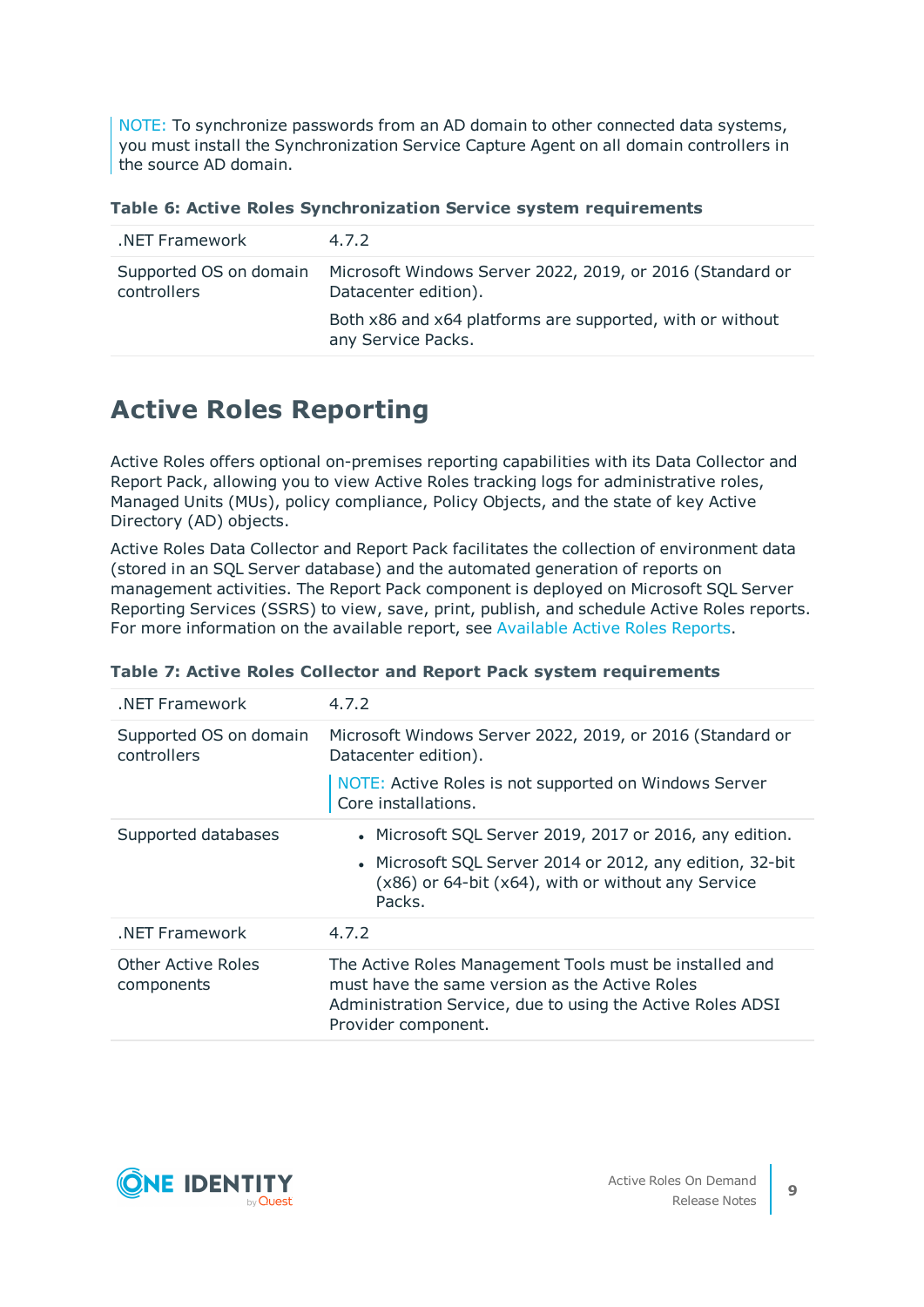NOTE: To synchronize passwords from an AD domain to other connected data systems, you must install the Synchronization Service Capture Agent on all domain controllers in the source AD domain.

**Table 6: Active Roles Synchronization Service system requirements**

| | |
|---|---|
| .NET Framework | 4.7.2 |
| Supported OS on domain controllers | Microsoft Windows Server 2022, 2019, or 2016 (Standard or Datacenter edition).<br><br>Both x86 and x64 platforms are supported, with or without any Service Packs. |

# Active Roles Reporting

Active Roles offers optional on-premises reporting capabilities with its Data Collector and Report Pack, allowing you to view Active Roles tracking logs for administrative roles, Managed Units (MUs), policy compliance, Policy Objects, and the state of key Active Directory (AD) objects.

Active Roles Data Collector and Report Pack facilitates the collection of environment data (stored in an SQL Server database) and the automated generation of reports on management activities. The Report Pack component is deployed on Microsoft SQL Server Reporting Services (SSRS) to view, save, print, publish, and schedule Active Roles reports. For more information on the available report, see Available Active Roles Reports.

**Table 7: Active Roles Collector and Report Pack system requirements**

| | |
|---|---|
| .NET Framework | 4.7.2 |
| Supported OS on domain controllers | Microsoft Windows Server 2022, 2019, or 2016 (Standard or Datacenter edition).<br><br>NOTE: Active Roles is not supported on Windows Server Core installations. |
| Supported databases | • Microsoft SQL Server 2019, 2017 or 2016, any edition.<br>• Microsoft SQL Server 2014 or 2012, any edition, 32-bit (x86) or 64-bit (x64), with or without any Service Packs. |
| .NET Framework | 4.7.2 |
| Other Active Roles components | The Active Roles Management Tools must be installed and must have the same version as the Active Roles Administration Service, due to using the Active Roles ADSI Provider component. |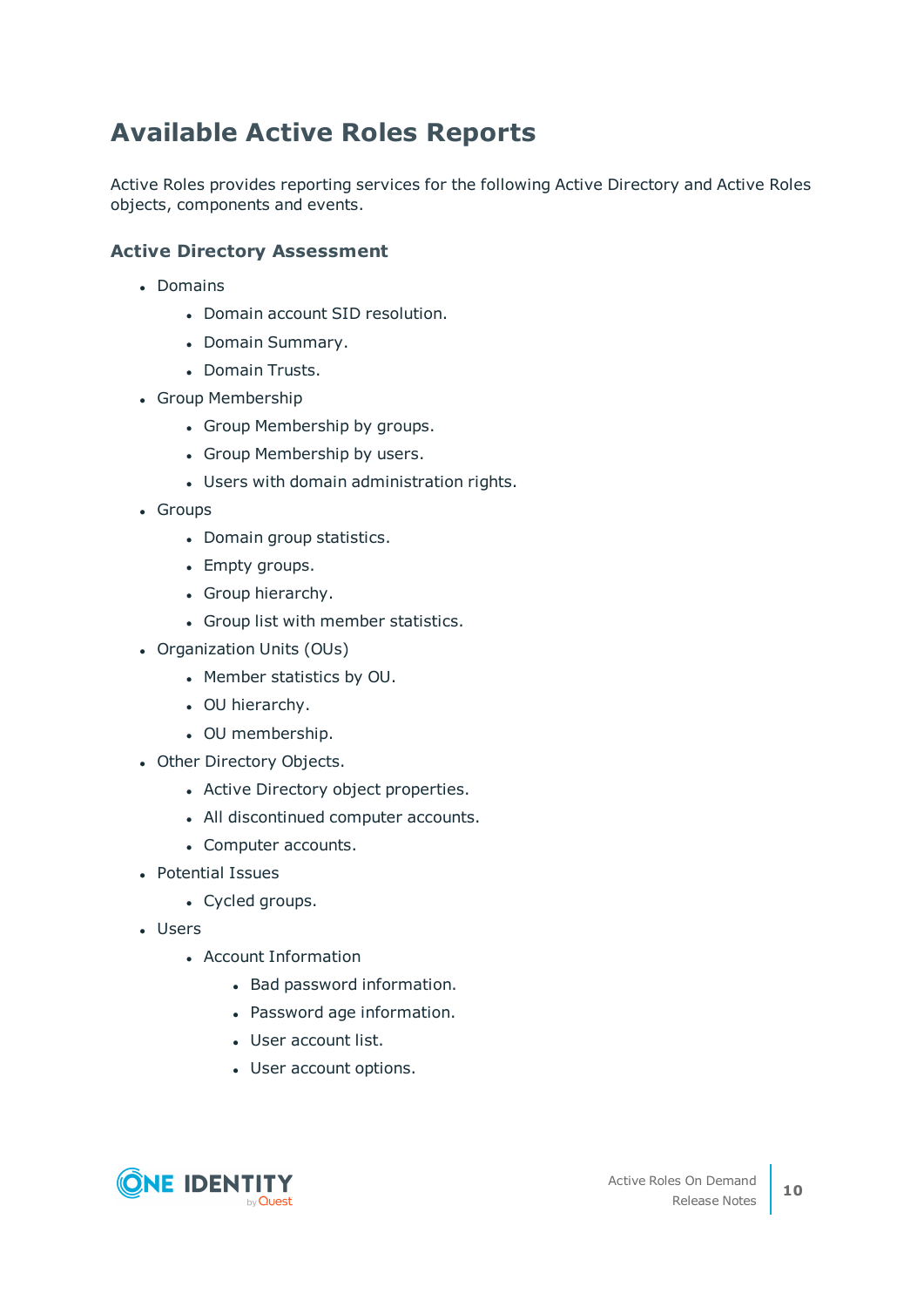# Available Active Roles Reports

Active Roles provides reporting services for the following Active Directory and Active Roles objects, components and events.

### Active Directory Assessment

- Domains
  - Domain account SID resolution.
  - Domain Summary.
  - Domain Trusts.
- Group Membership
  - Group Membership by groups.
  - Group Membership by users.
  - Users with domain administration rights.
- Groups
  - Domain group statistics.
  - Empty groups.
  - Group hierarchy.
  - Group list with member statistics.
- Organization Units (OUs)
  - Member statistics by OU.
  - OU hierarchy.
  - OU membership.
- Other Directory Objects.
  - Active Directory object properties.
  - All discontinued computer accounts.
  - Computer accounts.
- Potential Issues
  - Cycled groups.
- Users
  - Account Information
    - Bad password information.
    - Password age information.
    - User account list.
    - User account options.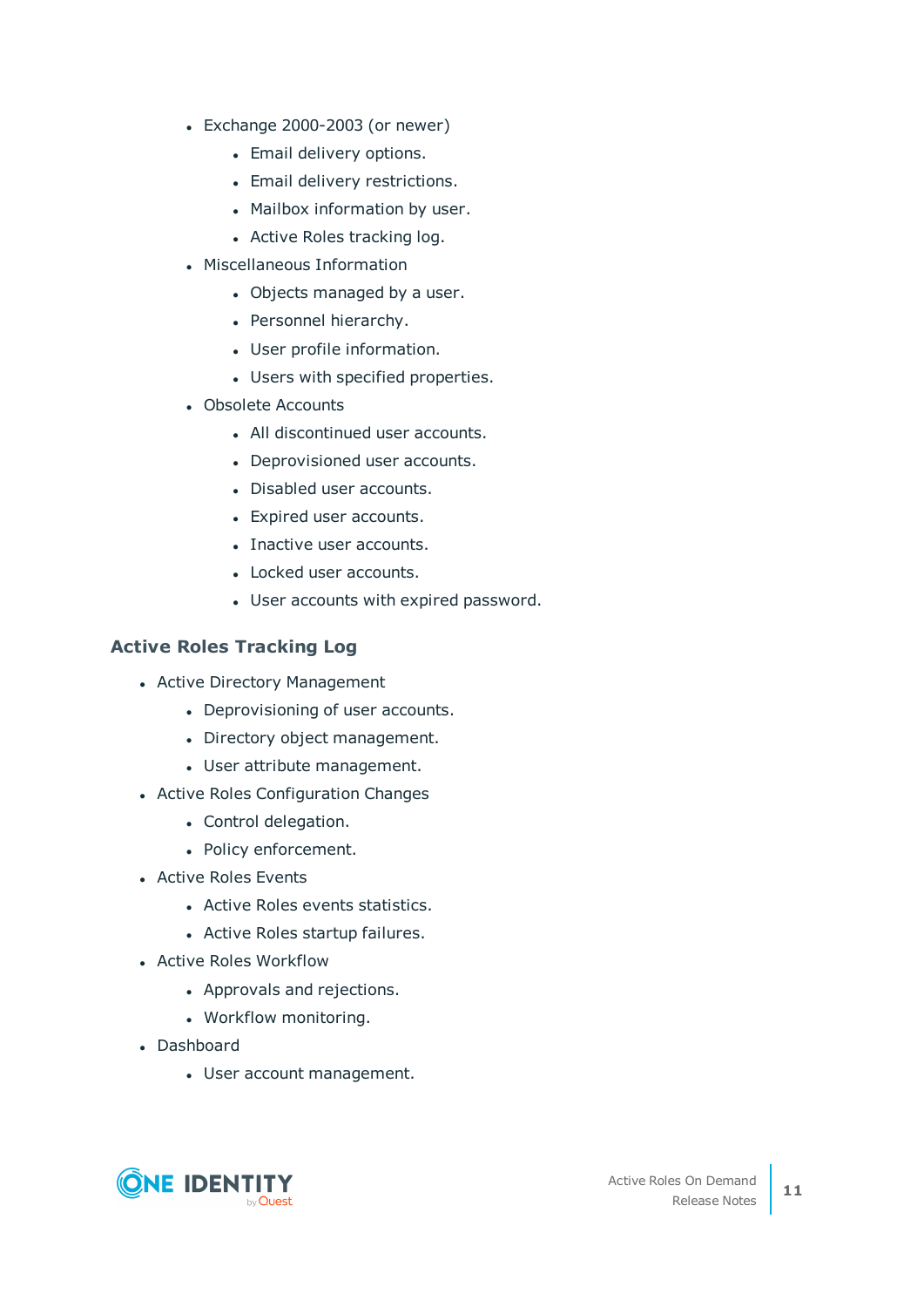- Exchange 2000-2003 (or newer)
    - Email delivery options.
    - Email delivery restrictions.
    - Mailbox information by user.
    - Active Roles tracking log.
- Miscellaneous Information
    - Objects managed by a user.
    - Personnel hierarchy.
    - User profile information.
    - Users with specified properties.
- Obsolete Accounts
    - All discontinued user accounts.
    - Deprovisioned user accounts.
    - Disabled user accounts.
    - Expired user accounts.
    - Inactive user accounts.
    - Locked user accounts.
    - User accounts with expired password.

### Active Roles Tracking Log

- Active Directory Management
    - Deprovisioning of user accounts.
    - Directory object management.
    - User attribute management.
- Active Roles Configuration Changes
    - Control delegation.
    - Policy enforcement.
- Active Roles Events
    - Active Roles events statistics.
    - Active Roles startup failures.
- Active Roles Workflow
    - Approvals and rejections.
    - Workflow monitoring.
- Dashboard
    - User account management.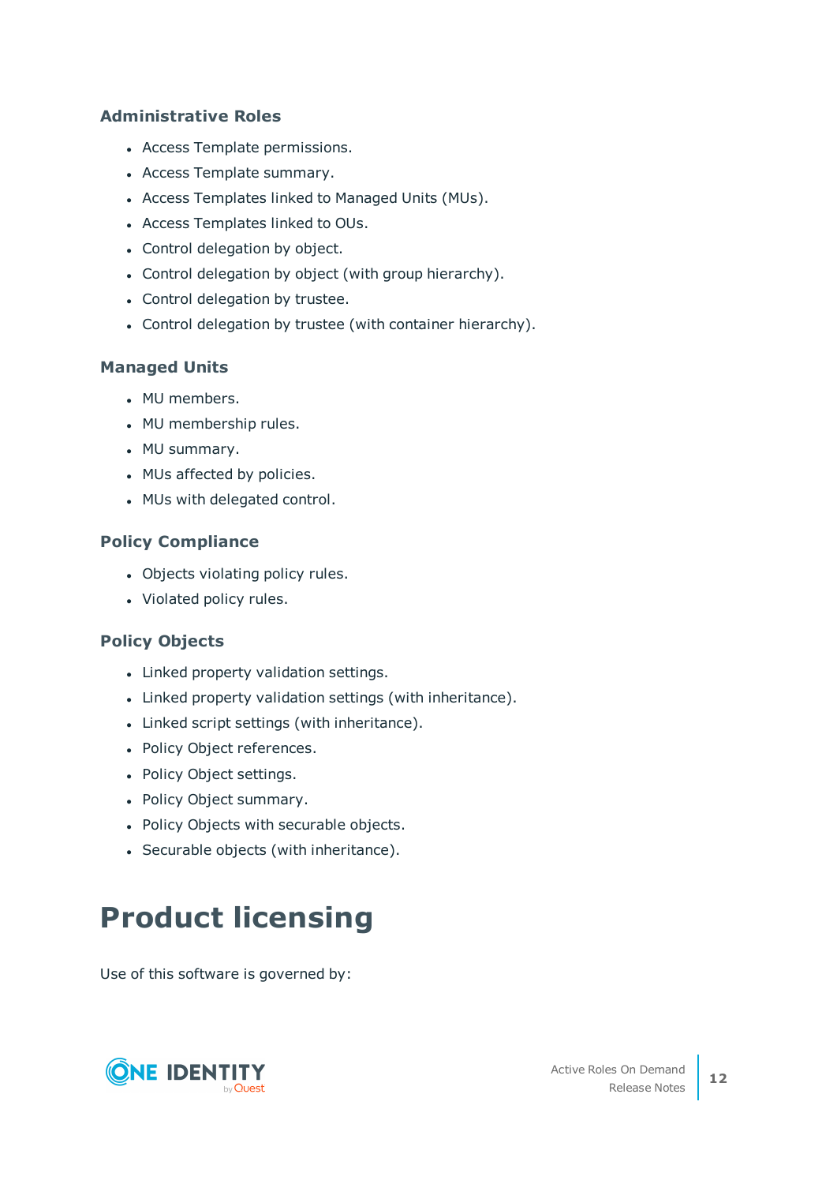### Administrative Roles

- Access Template permissions.
- Access Template summary.
- Access Templates linked to Managed Units (MUs).
- Access Templates linked to OUs.
- Control delegation by object.
- Control delegation by object (with group hierarchy).
- Control delegation by trustee.
- Control delegation by trustee (with container hierarchy).

### Managed Units

- MU members.
- MU membership rules.
- MU summary.
- MUs affected by policies.
- MUs with delegated control.

### Policy Compliance

- Objects violating policy rules.
- Violated policy rules.

### Policy Objects

- Linked property validation settings.
- Linked property validation settings (with inheritance).
- Linked script settings (with inheritance).
- Policy Object references.
- Policy Object settings.
- Policy Object summary.
- Policy Objects with securable objects.
- Securable objects (with inheritance).

# Product licensing

Use of this software is governed by: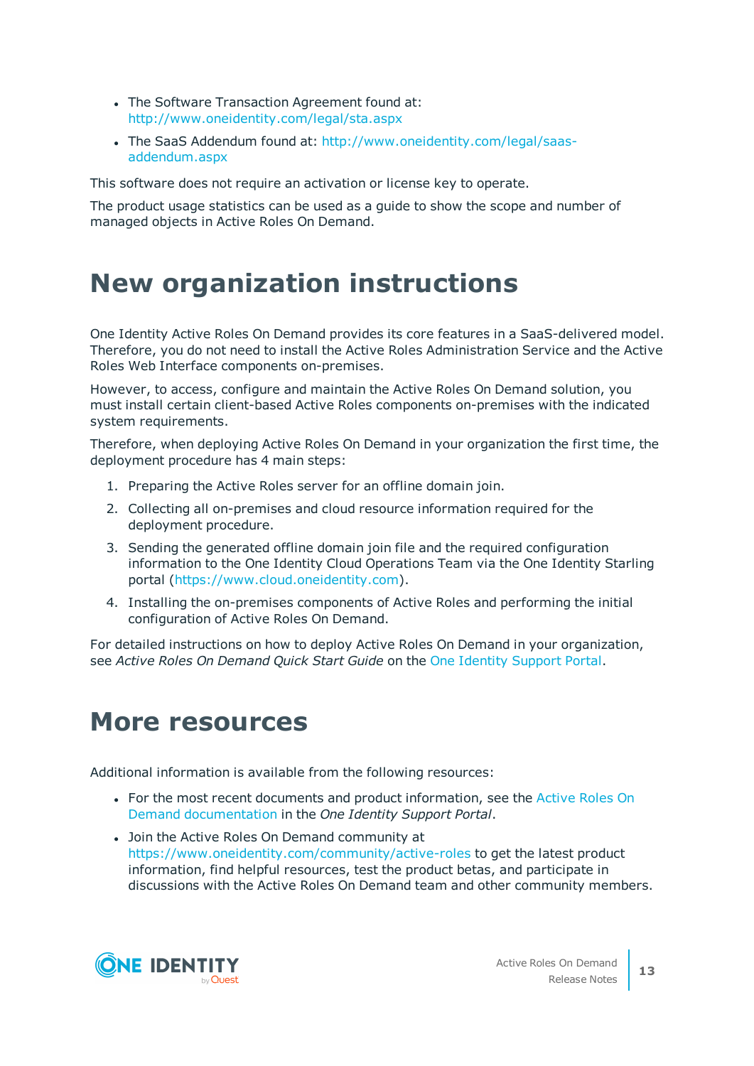- The Software Transaction Agreement found at: http://www.oneidentity.com/legal/sta.aspx
- The SaaS Addendum found at: http://www.oneidentity.com/legal/saas-addendum.aspx

This software does not require an activation or license key to operate.

The product usage statistics can be used as a guide to show the scope and number of managed objects in Active Roles On Demand.

# New organization instructions

One Identity Active Roles On Demand provides its core features in a SaaS-delivered model. Therefore, you do not need to install the Active Roles Administration Service and the Active Roles Web Interface components on-premises.

However, to access, configure and maintain the Active Roles On Demand solution, you must install certain client-based Active Roles components on-premises with the indicated system requirements.

Therefore, when deploying Active Roles On Demand in your organization the first time, the deployment procedure has 4 main steps:

1. Preparing the Active Roles server for an offline domain join.
2. Collecting all on-premises and cloud resource information required for the deployment procedure.
3. Sending the generated offline domain join file and the required configuration information to the One Identity Cloud Operations Team via the One Identity Starling portal (https://www.cloud.oneidentity.com).
4. Installing the on-premises components of Active Roles and performing the initial configuration of Active Roles On Demand.

For detailed instructions on how to deploy Active Roles On Demand in your organization, see *Active Roles On Demand Quick Start Guide* on the One Identity Support Portal.

# More resources

Additional information is available from the following resources:

- For the most recent documents and product information, see the Active Roles On Demand documentation in the *One Identity Support Portal*.
- Join the Active Roles On Demand community at https://www.oneidentity.com/community/active-roles to get the latest product information, find helpful resources, test the product betas, and participate in discussions with the Active Roles On Demand team and other community members.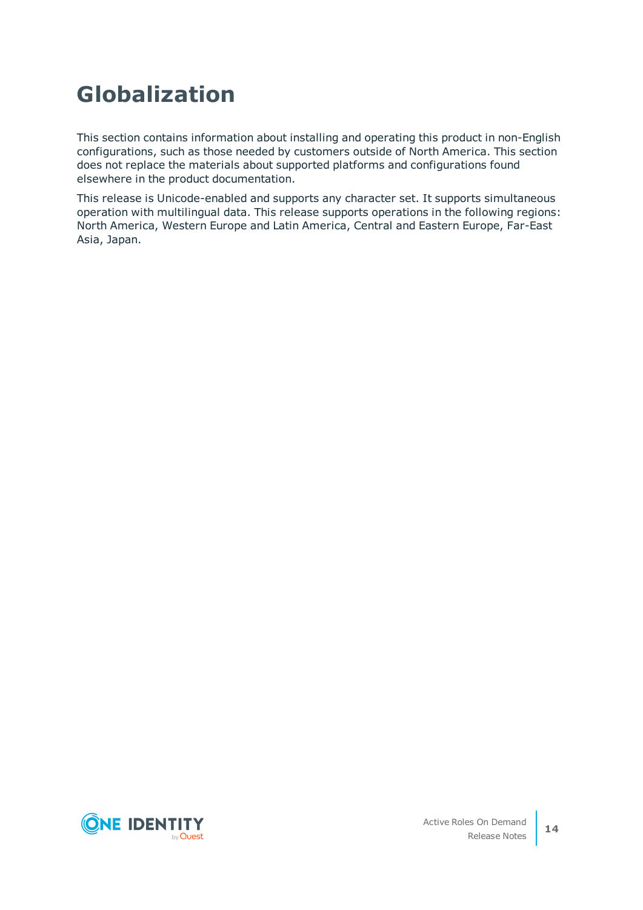# Globalization

This section contains information about installing and operating this product in non-English configurations, such as those needed by customers outside of North America. This section does not replace the materials about supported platforms and configurations found elsewhere in the product documentation.

This release is Unicode-enabled and supports any character set. It supports simultaneous operation with multilingual data. This release supports operations in the following regions: North America, Western Europe and Latin America, Central and Eastern Europe, Far-East Asia, Japan.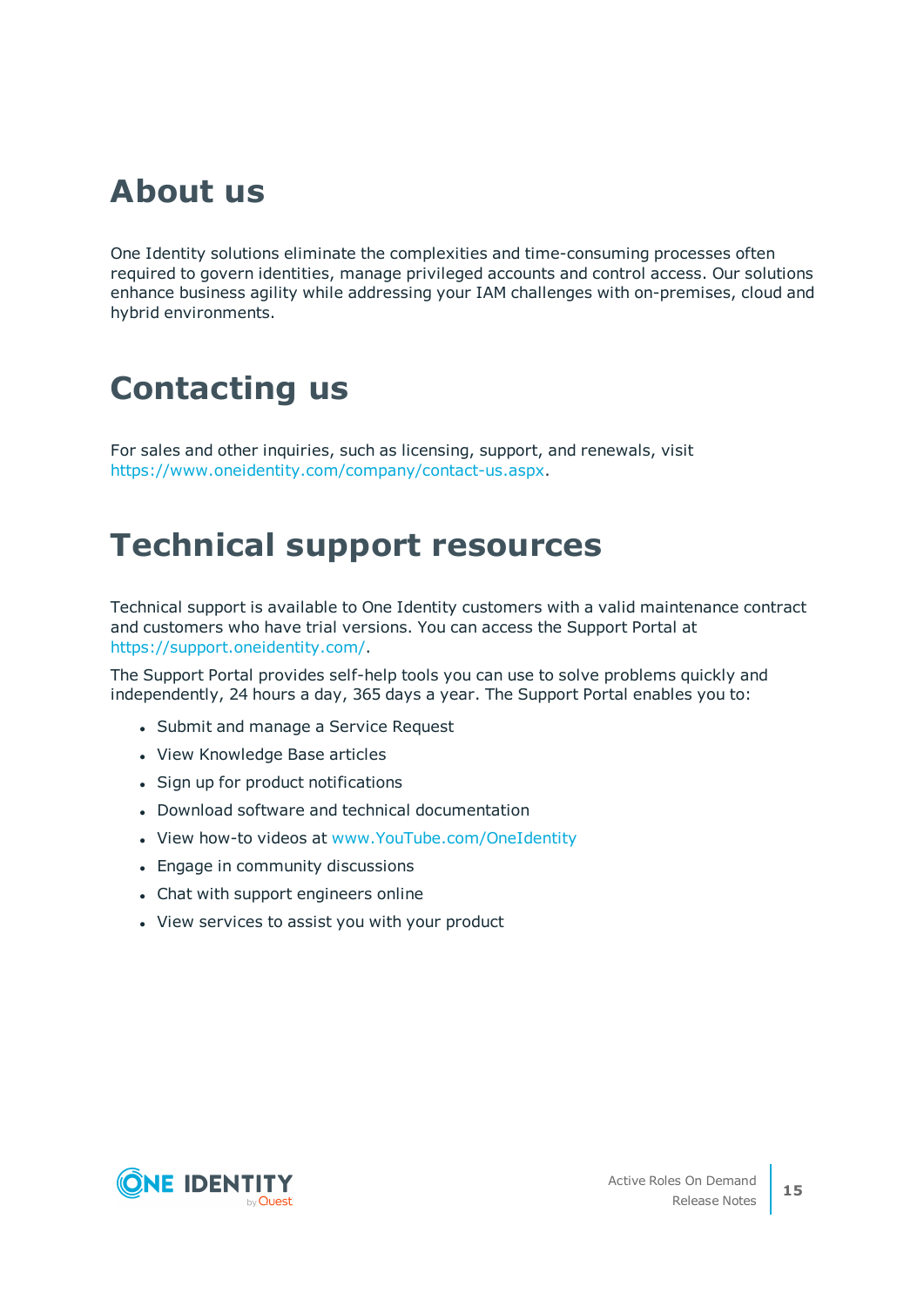# About us

One Identity solutions eliminate the complexities and time-consuming processes often required to govern identities, manage privileged accounts and control access. Our solutions enhance business agility while addressing your IAM challenges with on-premises, cloud and hybrid environments.

# Contacting us

For sales and other inquiries, such as licensing, support, and renewals, visit https://www.oneidentity.com/company/contact-us.aspx.

# Technical support resources

Technical support is available to One Identity customers with a valid maintenance contract and customers who have trial versions. You can access the Support Portal at https://support.oneidentity.com/.

The Support Portal provides self-help tools you can use to solve problems quickly and independently, 24 hours a day, 365 days a year. The Support Portal enables you to:

- Submit and manage a Service Request
- View Knowledge Base articles
- Sign up for product notifications
- Download software and technical documentation
- View how-to videos at www.YouTube.com/OneIdentity
- Engage in community discussions
- Chat with support engineers online
- View services to assist you with your product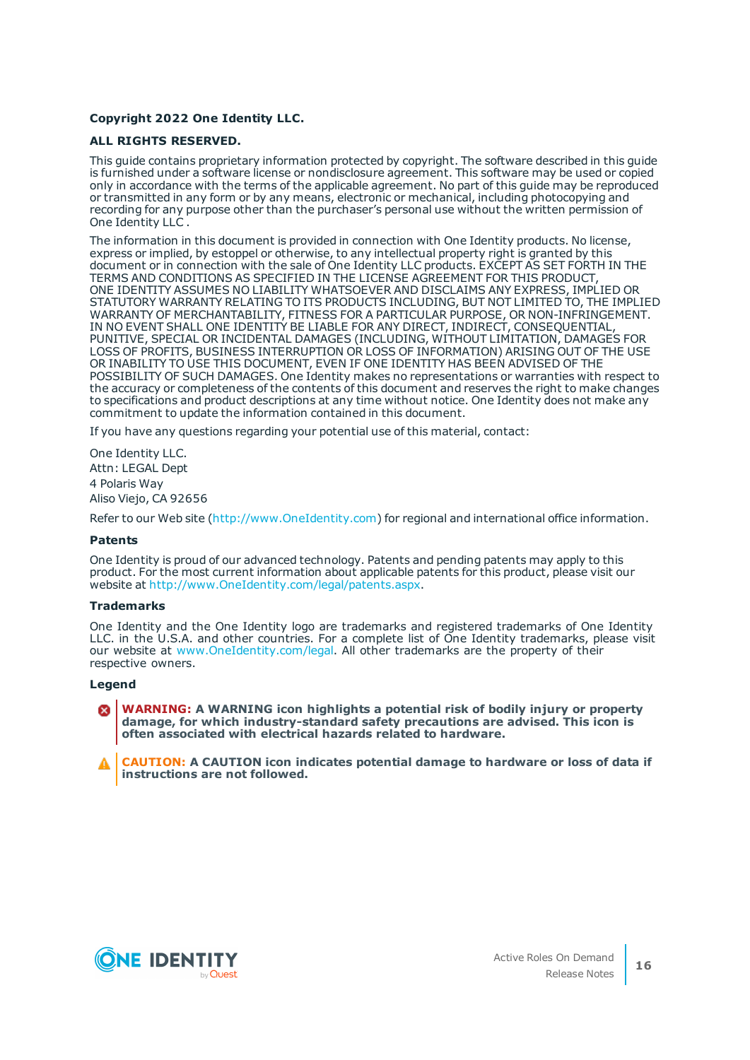**Copyright 2022 One Identity LLC.**

**ALL RIGHTS RESERVED.**

This guide contains proprietary information protected by copyright. The software described in this guide is furnished under a software license or nondisclosure agreement. This software may be used or copied only in accordance with the terms of the applicable agreement. No part of this guide may be reproduced or transmitted in any form or by any means, electronic or mechanical, including photocopying and recording for any purpose other than the purchaser's personal use without the written permission of One Identity LLC .

The information in this document is provided in connection with One Identity products. No license, express or implied, by estoppel or otherwise, to any intellectual property right is granted by this document or in connection with the sale of One Identity LLC products. EXCEPT AS SET FORTH IN THE TERMS AND CONDITIONS AS SPECIFIED IN THE LICENSE AGREEMENT FOR THIS PRODUCT, ONE IDENTITY ASSUMES NO LIABILITY WHATSOEVER AND DISCLAIMS ANY EXPRESS, IMPLIED OR STATUTORY WARRANTY RELATING TO ITS PRODUCTS INCLUDING, BUT NOT LIMITED TO, THE IMPLIED WARRANTY OF MERCHANTABILITY, FITNESS FOR A PARTICULAR PURPOSE, OR NON-INFRINGEMENT. IN NO EVENT SHALL ONE IDENTITY BE LIABLE FOR ANY DIRECT, INDIRECT, CONSEQUENTIAL, PUNITIVE, SPECIAL OR INCIDENTAL DAMAGES (INCLUDING, WITHOUT LIMITATION, DAMAGES FOR LOSS OF PROFITS, BUSINESS INTERRUPTION OR LOSS OF INFORMATION) ARISING OUT OF THE USE OR INABILITY TO USE THIS DOCUMENT, EVEN IF ONE IDENTITY HAS BEEN ADVISED OF THE POSSIBILITY OF SUCH DAMAGES. One Identity makes no representations or warranties with respect to the accuracy or completeness of the contents of this document and reserves the right to make changes to specifications and product descriptions at any time without notice. One Identity does not make any commitment to update the information contained in this document.

If you have any questions regarding your potential use of this material, contact:

One Identity LLC.
Attn: LEGAL Dept
4 Polaris Way
Aliso Viejo, CA 92656

Refer to our Web site (http://www.OneIdentity.com) for regional and international office information.

**Patents**

One Identity is proud of our advanced technology. Patents and pending patents may apply to this product. For the most current information about applicable patents for this product, please visit our website at http://www.OneIdentity.com/legal/patents.aspx.

**Trademarks**

One Identity and the One Identity logo are trademarks and registered trademarks of One Identity LLC. in the U.S.A. and other countries. For a complete list of One Identity trademarks, please visit our website at www.OneIdentity.com/legal. All other trademarks are the property of their respective owners.

**Legend**

**WARNING: A WARNING icon highlights a potential risk of bodily injury or property damage, for which industry-standard safety precautions are advised. This icon is often associated with electrical hazards related to hardware.**

**CAUTION: A CAUTION icon indicates potential damage to hardware or loss of data if instructions are not followed.**